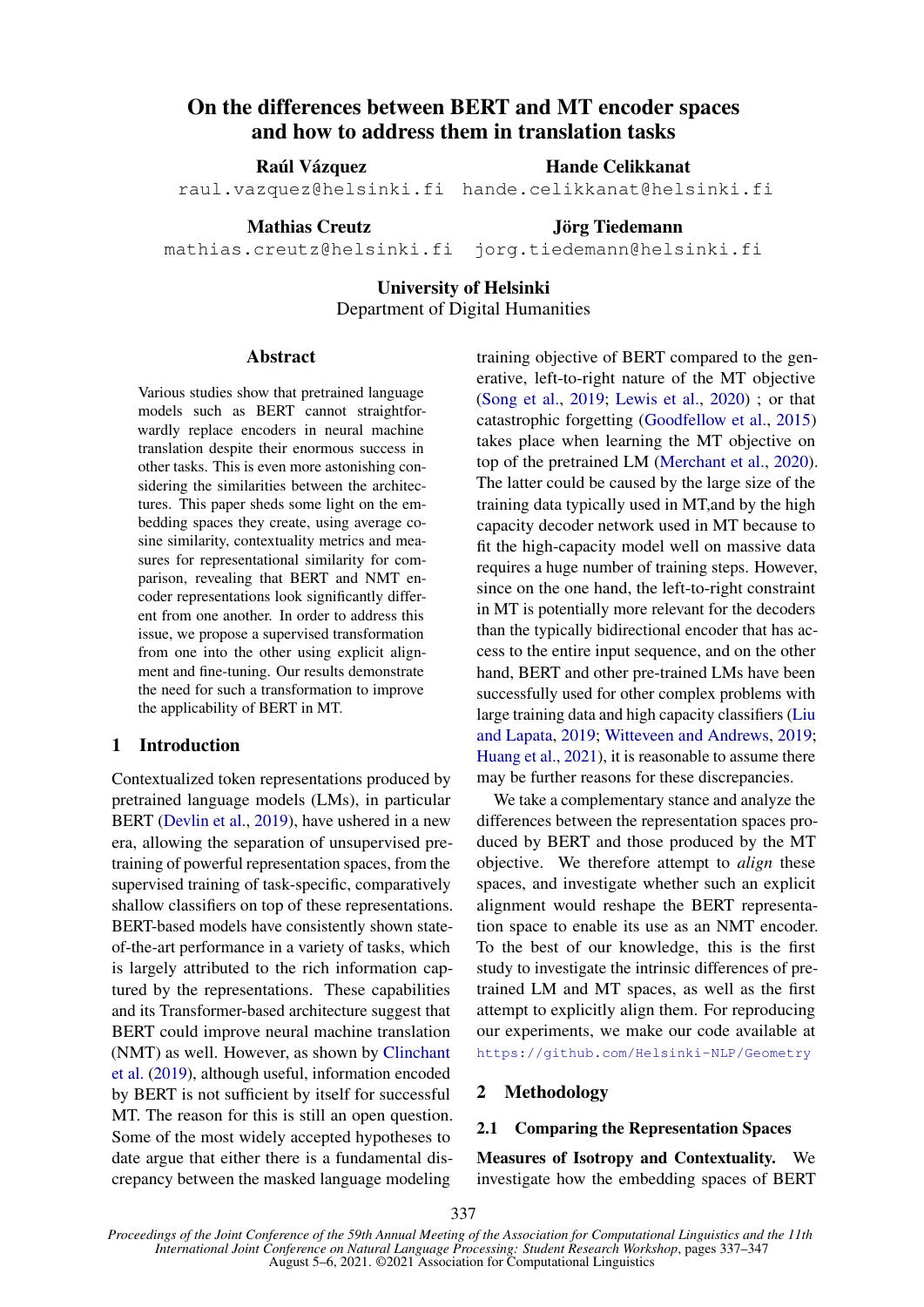# On the differences between BERT and MT encoder spaces and how to address them in translation tasks

**Raúl Vázquez**
raul.vazquez@helsinki.fi

**Hande Celikkanat**
hande.celikkanat@helsinki.fi

**Mathias Creutz**
mathias.creutz@helsinki.fi

**Jörg Tiedemann**
jorg.tiedemann@helsinki.fi

**University of Helsinki**
Department of Digital Humanities

## Abstract

Various studies show that pretrained language models such as BERT cannot straightforwardly replace encoders in neural machine translation despite their enormous success in other tasks. This is even more astonishing considering the similarities between the architectures. This paper sheds some light on the embedding spaces they create, using average cosine similarity, contextuality metrics and measures for representational similarity for comparison, revealing that BERT and NMT encoder representations look significantly different from one another. In order to address this issue, we propose a supervised transformation from one into the other using explicit alignment and fine-tuning. Our results demonstrate the need for such a transformation to improve the applicability of BERT in MT.

## 1 Introduction

Contextualized token representations produced by pretrained language models (LMs), in particular BERT (Devlin et al., 2019), have ushered in a new era, allowing the separation of unsupervised pretraining of powerful representation spaces, from the supervised training of task-specific, comparatively shallow classifiers on top of these representations. BERT-based models have consistently shown state-of-the-art performance in a variety of tasks, which is largely attributed to the rich information captured by the representations. These capabilities and its Transformer-based architecture suggest that BERT could improve neural machine translation (NMT) as well. However, as shown by Clinchant et al. (2019), although useful, information encoded by BERT is not sufficient by itself for successful MT. The reason for this is still an open question. Some of the most widely accepted hypotheses to date argue that either there is a fundamental discrepancy between the masked language modeling training objective of BERT compared to the generative, left-to-right nature of the MT objective (Song et al., 2019; Lewis et al., 2020) ; or that catastrophic forgetting (Goodfellow et al., 2015) takes place when learning the MT objective on top of the pretrained LM (Merchant et al., 2020). The latter could be caused by the large size of the training data typically used in MT,and by the high capacity decoder network used in MT because to fit the high-capacity model well on massive data requires a huge number of training steps. However, since on the one hand, the left-to-right constraint in MT is potentially more relevant for the decoders than the typically bidirectional encoder that has access to the entire input sequence, and on the other hand, BERT and other pre-trained LMs have been successfully used for other complex problems with large training data and high capacity classifiers (Liu and Lapata, 2019; Witteveen and Andrews, 2019; Huang et al., 2021), it is reasonable to assume there may be further reasons for these discrepancies.

We take a complementary stance and analyze the differences between the representation spaces produced by BERT and those produced by the MT objective. We therefore attempt to *align* these spaces, and investigate whether such an explicit alignment would reshape the BERT representation space to enable its use as an NMT encoder. To the best of our knowledge, this is the first study to investigate the intrinsic differences of pretrained LM and MT spaces, as well as the first attempt to explicitly align them. For reproducing our experiments, we make our code available at https://github.com/Helsinki-NLP/Geometry

## 2 Methodology

### 2.1 Comparing the Representation Spaces

**Measures of Isotropy and Contextuality.** We investigate how the embedding spaces of BERT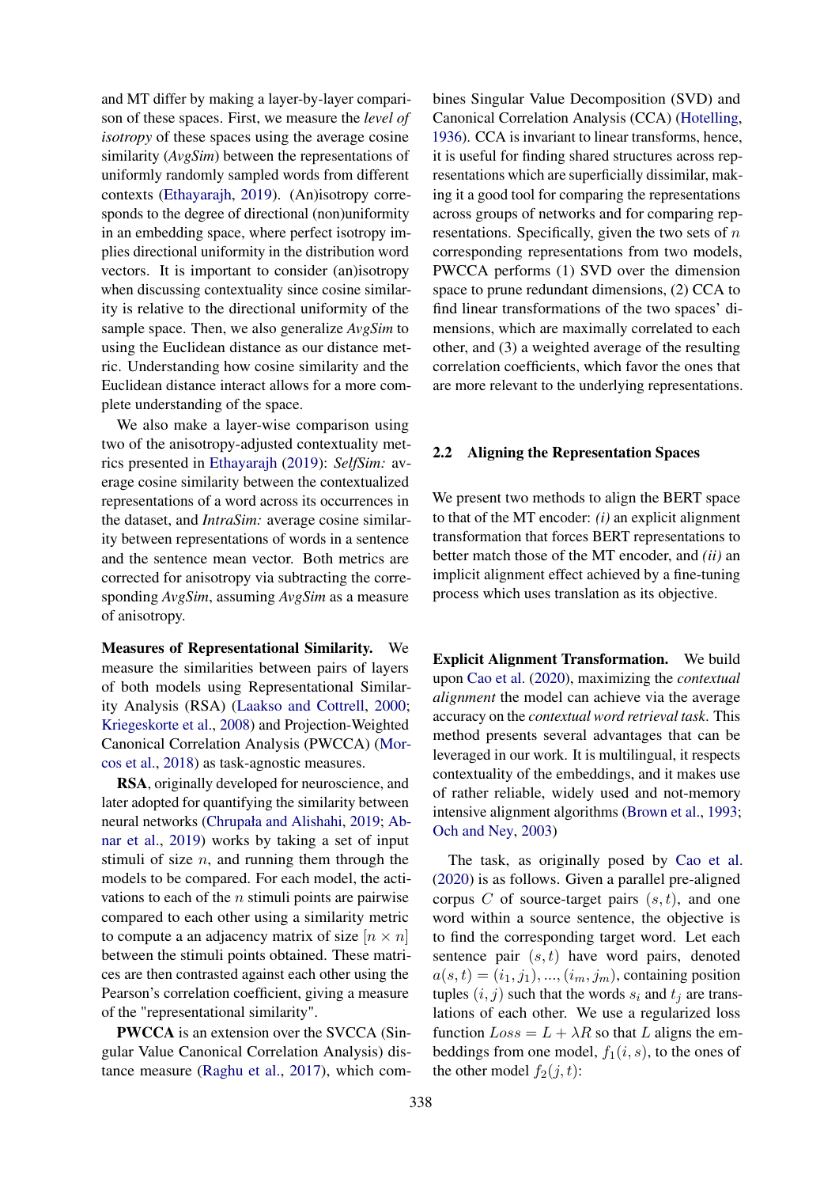and MT differ by making a layer-by-layer comparison of these spaces. First, we measure the *level of isotropy* of these spaces using the average cosine similarity (*AvgSim*) between the representations of uniformly randomly sampled words from different contexts (Ethayarajh, 2019). (An)isotropy corresponds to the degree of directional (non)uniformity in an embedding space, where perfect isotropy implies directional uniformity in the distribution word vectors. It is important to consider (an)isotropy when discussing contextuality since cosine similarity is relative to the directional uniformity of the sample space. Then, we also generalize *AvgSim* to using the Euclidean distance as our distance metric. Understanding how cosine similarity and the Euclidean distance interact allows for a more complete understanding of the space.

We also make a layer-wise comparison using two of the anisotropy-adjusted contextuality metrics presented in Ethayarajh (2019): *SelfSim:* average cosine similarity between the contextualized representations of a word across its occurrences in the dataset, and *IntraSim:* average cosine similarity between representations of words in a sentence and the sentence mean vector. Both metrics are corrected for anisotropy via subtracting the corresponding *AvgSim*, assuming *AvgSim* as a measure of anisotropy.

**Measures of Representational Similarity.** We measure the similarities between pairs of layers of both models using Representational Similarity Analysis (RSA) (Laakso and Cottrell, 2000; Kriegeskorte et al., 2008) and Projection-Weighted Canonical Correlation Analysis (PWCCA) (Morcos et al., 2018) as task-agnostic measures.

**RSA**, originally developed for neuroscience, and later adopted for quantifying the similarity between neural networks (Chrupała and Alishahi, 2019; Abnar et al., 2019) works by taking a set of input stimuli of size $n$, and running them through the models to be compared. For each model, the activations to each of the $n$ stimuli points are pairwise compared to each other using a similarity metric to compute a an adjacency matrix of size $[n \times n]$ between the stimuli points obtained. These matrices are then contrasted against each other using the Pearson's correlation coefficient, giving a measure of the "representational similarity".

**PWCCA** is an extension over the SVCCA (Singular Value Canonical Correlation Analysis) distance measure (Raghu et al., 2017), which combines Singular Value Decomposition (SVD) and Canonical Correlation Analysis (CCA) (Hotelling, 1936). CCA is invariant to linear transforms, hence, it is useful for finding shared structures across representations which are superficially dissimilar, making it a good tool for comparing the representations across groups of networks and for comparing representations. Specifically, given the two sets of $n$ corresponding representations from two models, PWCCA performs (1) SVD over the dimension space to prune redundant dimensions, (2) CCA to find linear transformations of the two spaces' dimensions, which are maximally correlated to each other, and (3) a weighted average of the resulting correlation coefficients, which favor the ones that are more relevant to the underlying representations.

## 2.2 Aligning the Representation Spaces

We present two methods to align the BERT space to that of the MT encoder: *(i)* an explicit alignment transformation that forces BERT representations to better match those of the MT encoder, and *(ii)* an implicit alignment effect achieved by a fine-tuning process which uses translation as its objective.

**Explicit Alignment Transformation.** We build upon Cao et al. (2020), maximizing the *contextual alignment* the model can achieve via the average accuracy on the *contextual word retrieval task*. This method presents several advantages that can be leveraged in our work. It is multilingual, it respects contextuality of the embeddings, and it makes use of rather reliable, widely used and not-memory intensive alignment algorithms (Brown et al., 1993; Och and Ney, 2003)

The task, as originally posed by Cao et al. (2020) is as follows. Given a parallel pre-aligned corpus $C$ of source-target pairs $(s, t)$, and one word within a source sentence, the objective is to find the corresponding target word. Let each sentence pair $(s, t)$ have word pairs, denoted $a(s, t) = (i_1, j_1), ..., (i_m, j_m)$, containing position tuples $(i, j)$ such that the words $s_i$ and $t_j$ are translations of each other. We use a regularized loss function $Loss = L + \lambda R$ so that $L$ aligns the embeddings from one model, $f_1(i, s)$, to the ones of the other model $f_2(j, t)$: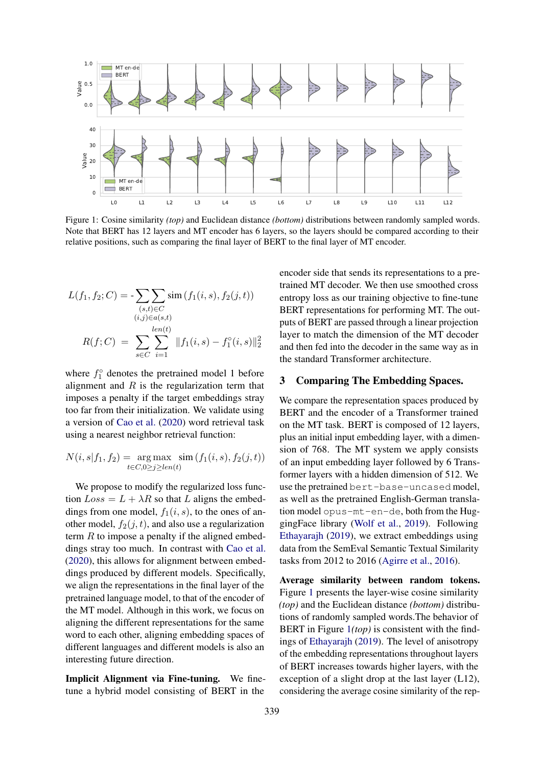Figure 1: Cosine similarity *(top)* and Euclidean distance *(bottom)* distributions between randomly sampled words. Note that BERT has 12 layers and MT encoder has 6 layers, so the layers should be compared according to their relative positions, such as comparing the final layer of BERT to the final layer of MT encoder.

$$L(f_1, f_2; C) = -\sum_{(s,t)\in C} \sum_{(i,j)\in a(s,t)} \text{sim}\left(f_1(i,s), f_2(j,t)\right)$$

$$R(f; C) = \sum_{s\in C} \sum_{i=1}^{len(t)} \|f_1(i,s) - f_1^{\circ}(i,s)\|_2^2$$

where $f_1^{\circ}$ denotes the pretrained model 1 before alignment and $R$ is the regularization term that imposes a penalty if the target embeddings stray too far from their initialization. We validate using a version of Cao et al. (2020) word retrieval task using a nearest neighbor retrieval function:

$$N(i, s|f_1, f_2) = \underset{t\in C, 0\geq j\geq len(t)}{\arg\max} \ \text{sim}\left(f_1(i,s), f_2(j,t)\right)$$

We propose to modify the regularized loss function $Loss = L + \lambda R$ so that $L$ aligns the embeddings from one model, $f_1(i,s)$, to the ones of another model, $f_2(j,t)$, and also use a regularization term $R$ to impose a penalty if the aligned embeddings stray too much. In contrast with Cao et al. (2020), this allows for alignment between embeddings produced by different models. Specifically, we align the representations in the final layer of the pretrained language model, to that of the encoder of the MT model. Although in this work, we focus on aligning the different representations for the same word to each other, aligning embedding spaces of different languages and different models is also an interesting future direction.

**Implicit Alignment via Fine-tuning.** We fine-tune a hybrid model consisting of BERT in the encoder side that sends its representations to a pre-trained MT decoder. We then use smoothed cross entropy loss as our training objective to fine-tune BERT representations for performing MT. The outputs of BERT are passed through a linear projection layer to match the dimension of the MT decoder and then fed into the decoder in the same way as in the standard Transformer architecture.

## 3 Comparing The Embedding Spaces.

We compare the representation spaces produced by BERT and the encoder of a Transformer trained on the MT task. BERT is composed of 12 layers, plus an initial input embedding layer, with a dimension of 768. The MT system we apply consists of an input embedding layer followed by 6 Transformer layers with a hidden dimension of 512. We use the pretrained `bert-base-uncased` model, as well as the pretrained English-German translation model `opus-mt-en-de`, both from the HuggingFace library (Wolf et al., 2019). Following Ethayarajh (2019), we extract embeddings using data from the SemEval Semantic Textual Similarity tasks from 2012 to 2016 (Agirre et al., 2016).

**Average similarity between random tokens.** Figure 1 presents the layer-wise cosine similarity *(top)* and the Euclidean distance *(bottom)* distributions of randomly sampled words.The behavior of BERT in Figure 1*(top)* is consistent with the findings of Ethayarajh (2019). The level of anisotropy of the embedding representations throughout layers of BERT increases towards higher layers, with the exception of a slight drop at the last layer (L12), considering the average cosine similarity of the rep-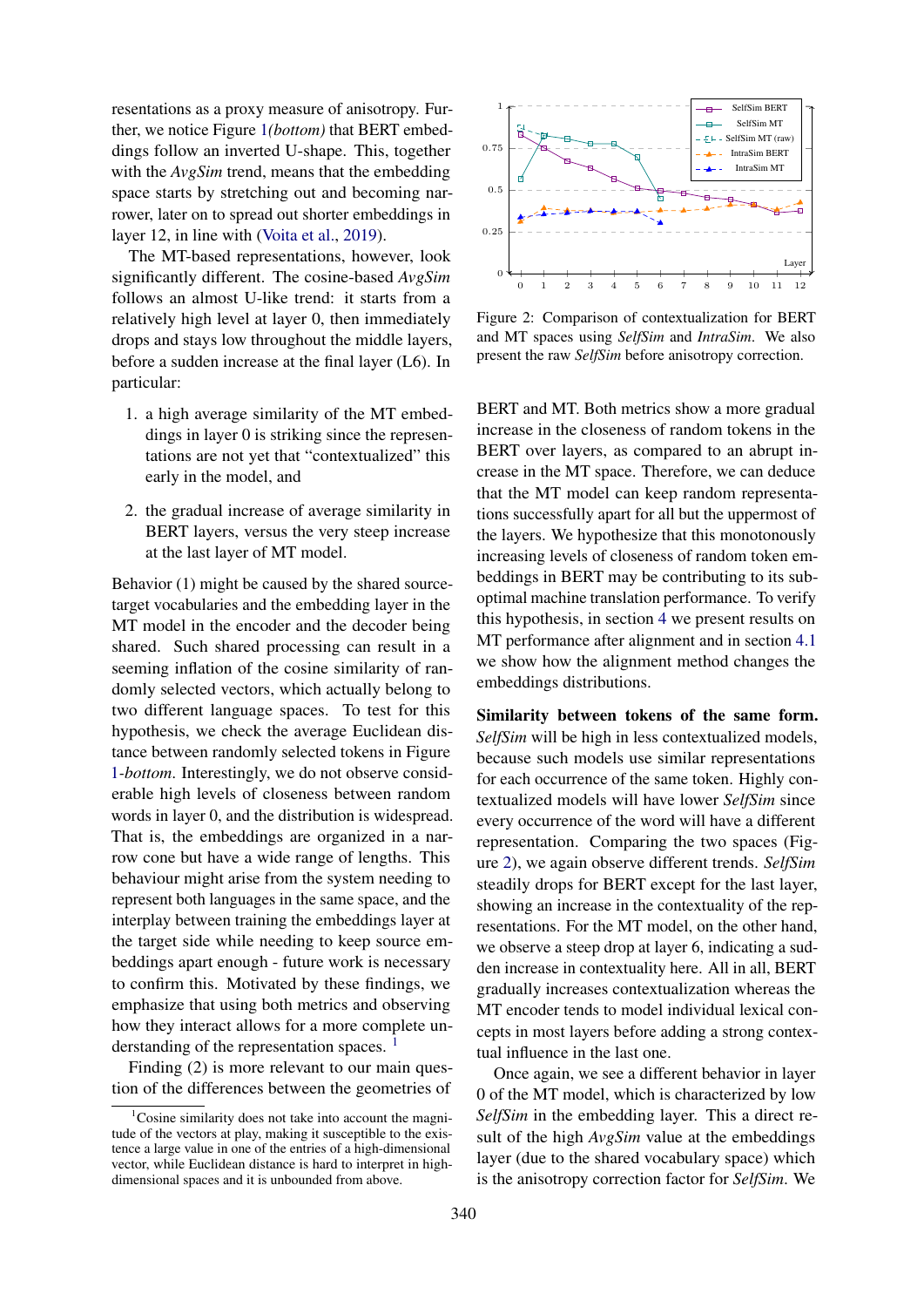resentations as a proxy measure of anisotropy. Further, we notice Figure 1*(bottom)* that BERT embeddings follow an inverted U-shape. This, together with the *AvgSim* trend, means that the embedding space starts by stretching out and becoming narrower, later on to spread out shorter embeddings in layer 12, in line with (Voita et al., 2019).

The MT-based representations, however, look significantly different. The cosine-based *AvgSim* follows an almost U-like trend: it starts from a relatively high level at layer 0, then immediately drops and stays low throughout the middle layers, before a sudden increase at the final layer (L6). In particular:

1. a high average similarity of the MT embeddings in layer 0 is striking since the representations are not yet that "contextualized" this early in the model, and
2. the gradual increase of average similarity in BERT layers, versus the very steep increase at the last layer of MT model.

Behavior (1) might be caused by the shared source-target vocabularies and the embedding layer in the MT model in the encoder and the decoder being shared. Such shared processing can result in a seeming inflation of the cosine similarity of randomly selected vectors, which actually belong to two different language spaces. To test for this hypothesis, we check the average Euclidean distance between randomly selected tokens in Figure 1-*bottom*. Interestingly, we do not observe considerable high levels of closeness between random words in layer 0, and the distribution is widespread. That is, the embeddings are organized in a narrow cone but have a wide range of lengths. This behaviour might arise from the system needing to represent both languages in the same space, and the interplay between training the embeddings layer at the target side while needing to keep source embeddings apart enough - future work is necessary to confirm this. Motivated by these findings, we emphasize that using both metrics and observing how they interact allows for a more complete understanding of the representation spaces. [1]

Finding (2) is more relevant to our main question of the differences between the geometries of

Figure 2: Comparison of contextualization for BERT and MT spaces using *SelfSim* and *IntraSim*. We also present the raw *SelfSim* before anisotropy correction.

BERT and MT. Both metrics show a more gradual increase in the closeness of random tokens in the BERT over layers, as compared to an abrupt increase in the MT space. Therefore, we can deduce that the MT model can keep random representations successfully apart for all but the uppermost of the layers. We hypothesize that this monotonously increasing levels of closeness of random token embeddings in BERT may be contributing to its sub-optimal machine translation performance. To verify this hypothesis, in section 4 we present results on MT performance after alignment and in section 4.1 we show how the alignment method changes the embeddings distributions.

**Similarity between tokens of the same form.** *SelfSim* will be high in less contextualized models, because such models use similar representations for each occurrence of the same token. Highly contextualized models will have lower *SelfSim* since every occurrence of the word will have a different representation. Comparing the two spaces (Figure 2), we again observe different trends. *SelfSim* steadily drops for BERT except for the last layer, showing an increase in the contextuality of the representations. For the MT model, on the other hand, we observe a steep drop at layer 6, indicating a sudden increase in contextuality here. All in all, BERT gradually increases contextualization whereas the MT encoder tends to model individual lexical concepts in most layers before adding a strong contextual influence in the last one.

Once again, we see a different behavior in layer 0 of the MT model, which is characterized by low *SelfSim* in the embedding layer. This a direct result of the high *AvgSim* value at the embeddings layer (due to the shared vocabulary space) which is the anisotropy correction factor for *SelfSim*. We

[1] Cosine similarity does not take into account the magnitude of the vectors at play, making it susceptible to the existence a large value in one of the entries of a high-dimensional vector, while Euclidean distance is hard to interpret in high-dimensional spaces and it is unbounded from above.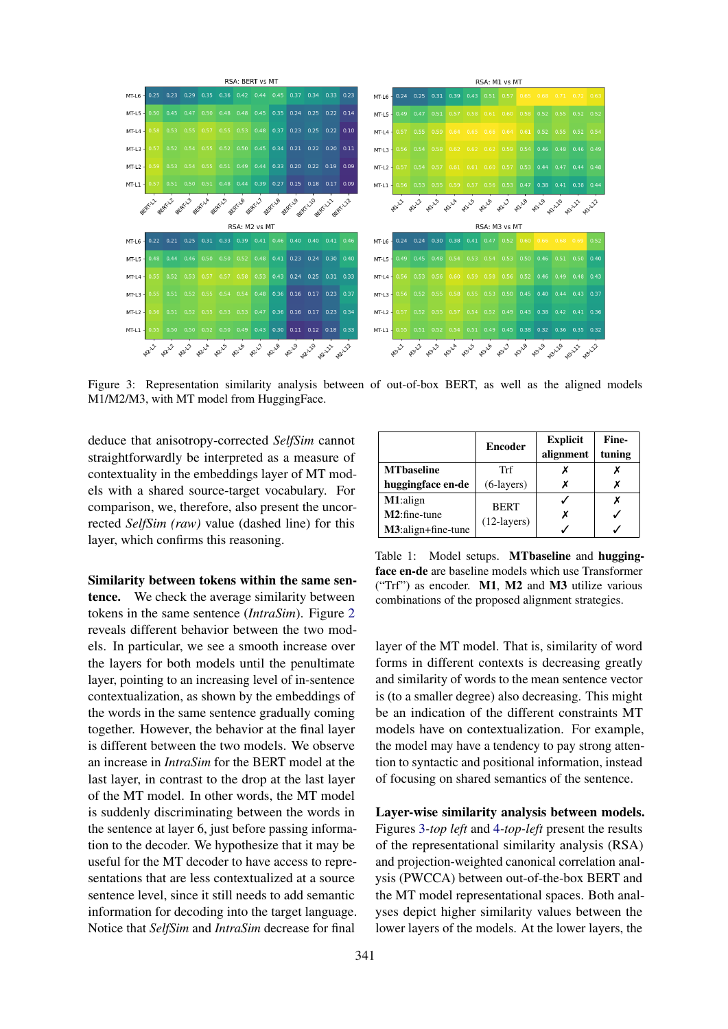Figure 3: Representation similarity analysis between of out-of-box BERT, as well as the aligned models M1/M2/M3, with MT model from HuggingFace.

deduce that anisotropy-corrected *SelfSim* cannot straightforwardly be interpreted as a measure of contextuality in the embeddings layer of MT models with a shared source-target vocabulary. For comparison, we, therefore, also present the uncorrected *SelfSim (raw)* value (dashed line) for this layer, which confirms this reasoning.

**Similarity between tokens within the same sentence.** We check the average similarity between tokens in the same sentence (*IntraSim*). Figure 2 reveals different behavior between the two models. In particular, we see a smooth increase over the layers for both models until the penultimate layer, pointing to an increasing level of in-sentence contextualization, as shown by the embeddings of the words in the same sentence gradually coming together. However, the behavior at the final layer is different between the two models. We observe an increase in *IntraSim* for the BERT model at the last layer, in contrast to the drop at the last layer of the MT model. In other words, the MT model is suddenly discriminating between the words in the sentence at layer 6, just before passing information to the decoder. We hypothesize that it may be useful for the MT decoder to have access to representations that are less contextualized at a source sentence level, since it still needs to add semantic information for decoding into the target language. Notice that *SelfSim* and *IntraSim* decrease for final layer of the MT model. That is, similarity of word forms in different contexts is decreasing greatly and similarity of words to the mean sentence vector is (to a smaller degree) also decreasing. This might be an indication of the different constraints MT models have on contextualization. For example, the model may have a tendency to pay strong attention to syntactic and positional information, instead of focusing on shared semantics of the sentence.

| | Encoder | Explicit alignment | Fine-tuning |
|---|---|---|---|
| **MTbaseline** | Trf | ✗ | ✗ |
| **huggingface en-de** | (6-layers) | ✗ | ✗ |
| **M1**:align | | ✓ | ✗ |
| **M2**:fine-tune | BERT (12-layers) | ✗ | ✓ |
| **M3**:align+fine-tune | | ✓ | ✓ |

Table 1: Model setups. **MTbaseline** and **huggingface en-de** are baseline models which use Transformer ("Trf") as encoder. **M1**, **M2** and **M3** utilize various combinations of the proposed alignment strategies.

**Layer-wise similarity analysis between models.** Figures 3-*top left* and 4-*top-left* present the results of the representational similarity analysis (RSA) and projection-weighted canonical correlation analysis (PWCCA) between out-of-the-box BERT and the MT model representational spaces. Both analyses depict higher similarity values between the lower layers of the models. At the lower layers, the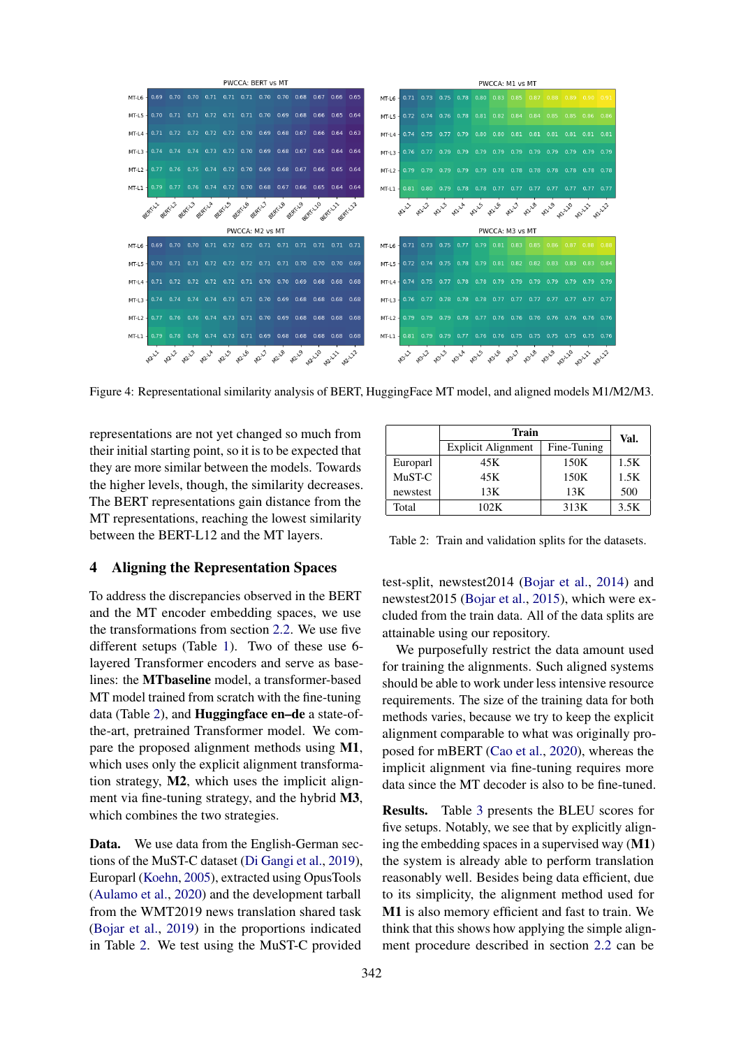Figure 4: Representational similarity analysis of BERT, HuggingFace MT model, and aligned models M1/M2/M3.

representations are not yet changed so much from their initial starting point, so it is to be expected that they are more similar between the models. Towards the higher levels, though, the similarity decreases. The BERT representations gain distance from the MT representations, reaching the lowest similarity between the BERT-L12 and the MT layers.

## 4 Aligning the Representation Spaces

To address the discrepancies observed in the BERT and the MT encoder embedding spaces, we use the transformations from section 2.2. We use five different setups (Table 1). Two of these use 6-layered Transformer encoders and serve as baselines: the **MTbaseline** model, a transformer-based MT model trained from scratch with the fine-tuning data (Table 2), and **Huggingface en–de** a state-of-the-art, pretrained Transformer model. We compare the proposed alignment methods using **M1**, which uses only the explicit alignment transformation strategy, **M2**, which uses the implicit alignment via fine-tuning strategy, and the hybrid **M3**, which combines the two strategies.

**Data.** We use data from the English-German sections of the MuST-C dataset (Di Gangi et al., 2019), Europarl (Koehn, 2005), extracted using OpusTools (Aulamo et al., 2020) and the development tarball from the WMT2019 news translation shared task (Bojar et al., 2019) in the proportions indicated in Table 2. We test using the MuST-C provided test-split, newstest2014 (Bojar et al., 2014) and newstest2015 (Bojar et al., 2015), which were excluded from the train data. All of the data splits are attainable using our repository.

| | Train | | Val. |
|---|---|---|---|
| | Explicit Alignment | Fine-Tuning | |
| Europarl | 45K | 150K | 1.5K |
| MuST-C | 45K | 150K | 1.5K |
| newstest | 13K | 13K | 500 |
| Total | 102K | 313K | 3.5K |

Table 2: Train and validation splits for the datasets.

We purposefully restrict the data amount used for training the alignments. Such aligned systems should be able to work under less intensive resource requirements. The size of the training data for both methods varies, because we try to keep the explicit alignment comparable to what was originally proposed for mBERT (Cao et al., 2020), whereas the implicit alignment via fine-tuning requires more data since the MT decoder is also to be fine-tuned.

**Results.** Table 3 presents the BLEU scores for five setups. Notably, we see that by explicitly aligning the embedding spaces in a supervised way (**M1**) the system is already able to perform translation reasonably well. Besides being data efficient, due to its simplicity, the alignment method used for **M1** is also memory efficient and fast to train. We think that this shows how applying the simple alignment procedure described in section 2.2 can be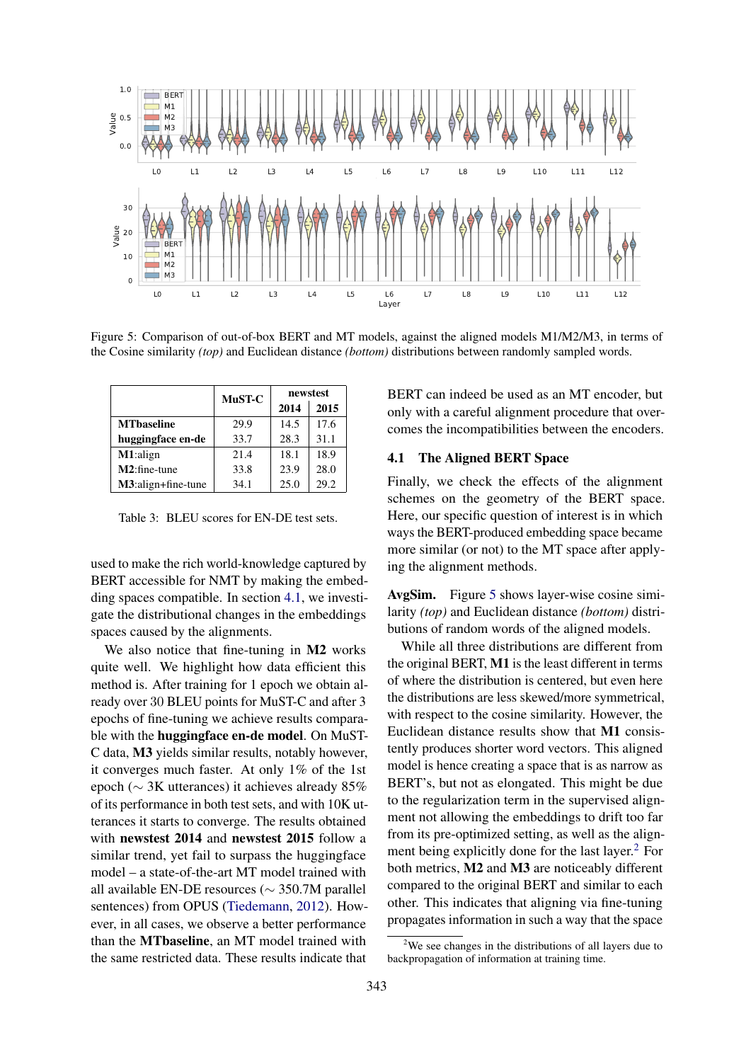Figure 5: Comparison of out-of-box BERT and MT models, against the aligned models M1/M2/M3, in terms of the Cosine similarity *(top)* and Euclidean distance *(bottom)* distributions between randomly sampled words.

| | MuST-C | newstest | |
|---|---|---|---|
| | | 2014 | 2015 |
| **MTbaseline** | 29.9 | 14.5 | 17.6 |
| **huggingface en-de** | 33.7 | 28.3 | 31.1 |
| **M1**:align | 21.4 | 18.1 | 18.9 |
| **M2**:fine-tune | 33.8 | 23.9 | 28.0 |
| **M3**:align+fine-tune | 34.1 | 25.0 | 29.2 |

Table 3: BLEU scores for EN-DE test sets.

used to make the rich world-knowledge captured by BERT accessible for NMT by making the embedding spaces compatible. In section 4.1, we investigate the distributional changes in the embeddings spaces caused by the alignments.

We also notice that fine-tuning in **M2** works quite well. We highlight how data efficient this method is. After training for 1 epoch we obtain already over 30 BLEU points for MuST-C and after 3 epochs of fine-tuning we achieve results comparable with the **huggingface en-de model**. On MuST-C data, **M3** yields similar results, notably however, it converges much faster. At only 1% of the 1st epoch ($\sim$ 3K utterances) it achieves already 85% of its performance in both test sets, and with 10K utterances it starts to converge. The results obtained with **newstest 2014** and **newstest 2015** follow a similar trend, yet fail to surpass the huggingface model – a state-of-the-art MT model trained with all available EN-DE resources ($\sim$ 350.7M parallel sentences) from OPUS (Tiedemann, 2012). However, in all cases, we observe a better performance than the **MTbaseline**, an MT model trained with the same restricted data. These results indicate that BERT can indeed be used as an MT encoder, but only with a careful alignment procedure that overcomes the incompatibilities between the encoders.

### 4.1 The Aligned BERT Space

Finally, we check the effects of the alignment schemes on the geometry of the BERT space. Here, our specific question of interest is in which ways the BERT-produced embedding space became more similar (or not) to the MT space after applying the alignment methods.

**AvgSim.** Figure 5 shows layer-wise cosine similarity *(top)* and Euclidean distance *(bottom)* distributions of random words of the aligned models.

While all three distributions are different from the original BERT, **M1** is the least different in terms of where the distribution is centered, but even here the distributions are less skewed/more symmetrical, with respect to the cosine similarity. However, the Euclidean distance results show that **M1** consistently produces shorter word vectors. This aligned model is hence creating a space that is as narrow as BERT's, but not as elongated. This might be due to the regularization term in the supervised alignment not allowing the embeddings to drift too far from its pre-optimized setting, as well as the alignment being explicitly done for the last layer.[2] For both metrics, **M2** and **M3** are noticeably different compared to the original BERT and similar to each other. This indicates that aligning via fine-tuning propagates information in such a way that the space

[2] We see changes in the distributions of all layers due to backpropagation of information at training time.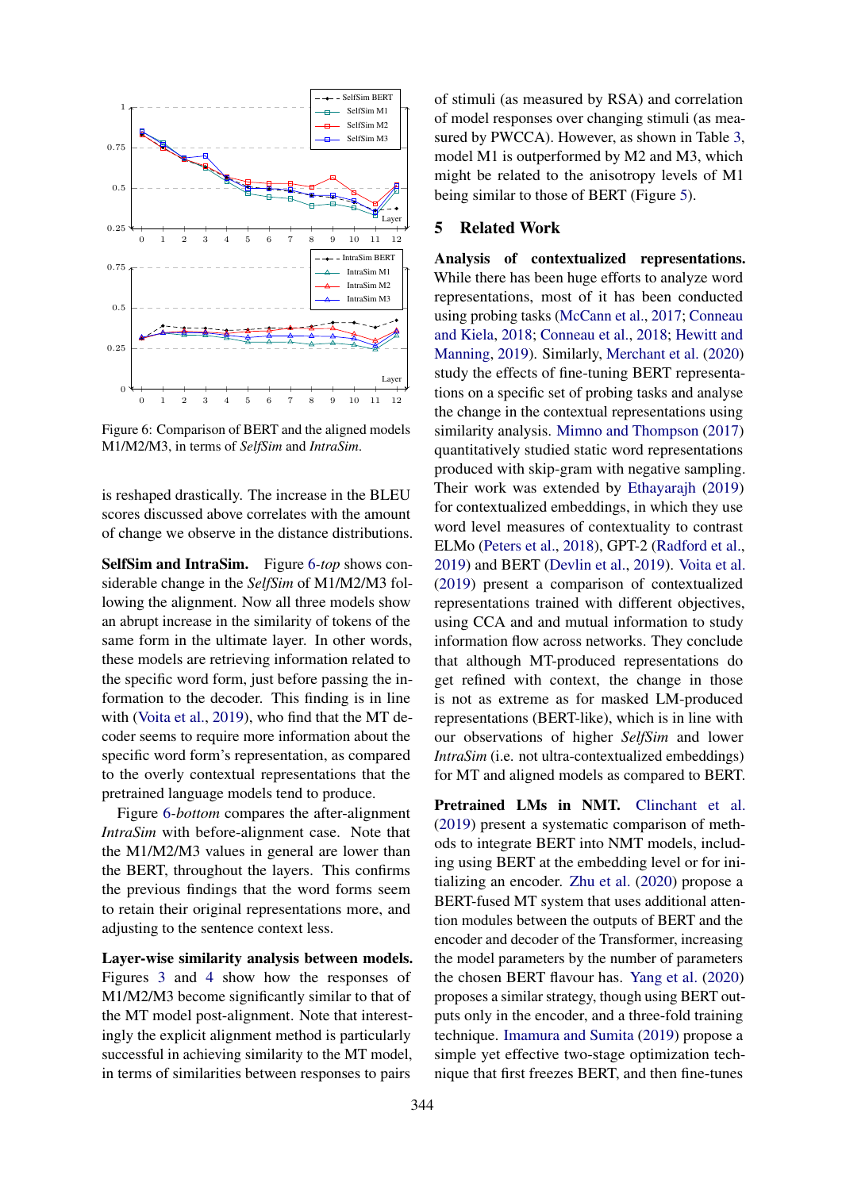Figure 6: Comparison of BERT and the aligned models M1/M2/M3, in terms of *SelfSim* and *IntraSim*.

is reshaped drastically. The increase in the BLEU scores discussed above correlates with the amount of change we observe in the distance distributions.

**SelfSim and IntraSim.** Figure 6-*top* shows considerable change in the *SelfSim* of M1/M2/M3 following the alignment. Now all three models show an abrupt increase in the similarity of tokens of the same form in the ultimate layer. In other words, these models are retrieving information related to the specific word form, just before passing the information to the decoder. This finding is in line with (Voita et al., 2019), who find that the MT decoder seems to require more information about the specific word form's representation, as compared to the overly contextual representations that the pretrained language models tend to produce.

Figure 6-*bottom* compares the after-alignment *IntraSim* with before-alignment case. Note that the M1/M2/M3 values in general are lower than the BERT, throughout the layers. This confirms the previous findings that the word forms seem to retain their original representations more, and adjusting to the sentence context less.

**Layer-wise similarity analysis between models.** Figures 3 and 4 show how the responses of M1/M2/M3 become significantly similar to that of the MT model post-alignment. Note that interestingly the explicit alignment method is particularly successful in achieving similarity to the MT model, in terms of similarities between responses to pairs of stimuli (as measured by RSA) and correlation of model responses over changing stimuli (as measured by PWCCA). However, as shown in Table 3, model M1 is outperformed by M2 and M3, which might be related to the anisotropy levels of M1 being similar to those of BERT (Figure 5).

## 5 Related Work

**Analysis of contextualized representations.** While there has been huge efforts to analyze word representations, most of it has been conducted using probing tasks (McCann et al., 2017; Conneau and Kiela, 2018; Conneau et al., 2018; Hewitt and Manning, 2019). Similarly, Merchant et al. (2020) study the effects of fine-tuning BERT representations on a specific set of probing tasks and analyse the change in the contextual representations using similarity analysis. Mimno and Thompson (2017) quantitatively studied static word representations produced with skip-gram with negative sampling. Their work was extended by Ethayarajh (2019) for contextualized embeddings, in which they use word level measures of contextuality to contrast ELMo (Peters et al., 2018), GPT-2 (Radford et al., 2019) and BERT (Devlin et al., 2019). Voita et al. (2019) present a comparison of contextualized representations trained with different objectives, using CCA and mutual information to study information flow across networks. They conclude that although MT-produced representations do get refined with context, the change in those is not as extreme as for masked LM-produced representations (BERT-like), which is in line with our observations of higher *SelfSim* and lower *IntraSim* (i.e. not ultra-contextualized embeddings) for MT and aligned models as compared to BERT.

**Pretrained LMs in NMT.** Clinchant et al. (2019) present a systematic comparison of methods to integrate BERT into NMT models, including using BERT at the embedding level or for initializing an encoder. Zhu et al. (2020) propose a BERT-fused MT system that uses additional attention modules between the outputs of BERT and the encoder and decoder of the Transformer, increasing the model parameters by the number of parameters the chosen BERT flavour has. Yang et al. (2020) proposes a similar strategy, though using BERT outputs only in the encoder, and a three-fold training technique. Imamura and Sumita (2019) propose a simple yet effective two-stage optimization technique that first freezes BERT, and then fine-tunes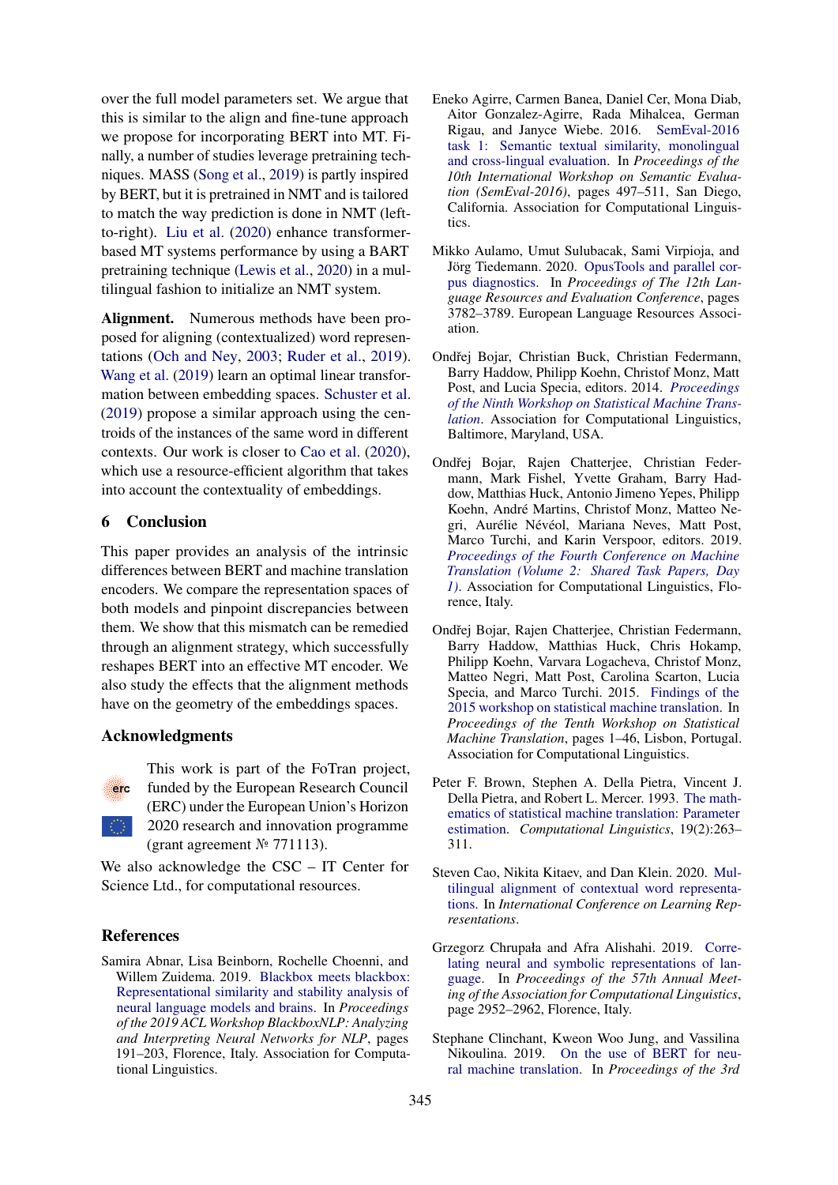over the full model parameters set. We argue that this is similar to the align and fine-tune approach we propose for incorporating BERT into MT. Finally, a number of studies leverage pretraining techniques. MASS (Song et al., 2019) is partly inspired by BERT, but it is pretrained in NMT and is tailored to match the way prediction is done in NMT (left-to-right). Liu et al. (2020) enhance transformer-based MT systems performance by using a BART pretraining technique (Lewis et al., 2020) in a multilingual fashion to initialize an NMT system.

**Alignment.** Numerous methods have been proposed for aligning (contextualized) word representations (Och and Ney, 2003; Ruder et al., 2019). Wang et al. (2019) learn an optimal linear transformation between embedding spaces. Schuster et al. (2019) propose a similar approach using the centroids of the instances of the same word in different contexts. Our work is closer to Cao et al. (2020), which use a resource-efficient algorithm that takes into account the contextuality of embeddings.

## 6 Conclusion

This paper provides an analysis of the intrinsic differences between BERT and machine translation encoders. We compare the representation spaces of both models and pinpoint discrepancies between them. We show that this mismatch can be remedied through an alignment strategy, which successfully reshapes BERT into an effective MT encoder. We also study the effects that the alignment methods have on the geometry of the embeddings spaces.

## Acknowledgments

This work is part of the FoTran project, funded by the European Research Council (ERC) under the European Union's Horizon 2020 research and innovation programme (grant agreement № 771113).

We also acknowledge the CSC – IT Center for Science Ltd., for computational resources.

## References

Samira Abnar, Lisa Beinborn, Rochelle Choenni, and Willem Zuidema. 2019. Blackbox meets blackbox: Representational similarity and stability analysis of neural language models and brains. In *Proceedings of the 2019 ACL Workshop BlackboxNLP: Analyzing and Interpreting Neural Networks for NLP*, pages 191–203, Florence, Italy. Association for Computational Linguistics.

Eneko Agirre, Carmen Banea, Daniel Cer, Mona Diab, Aitor Gonzalez-Agirre, Rada Mihalcea, German Rigau, and Janyce Wiebe. 2016. SemEval-2016 task 1: Semantic textual similarity, monolingual and cross-lingual evaluation. In *Proceedings of the 10th International Workshop on Semantic Evaluation (SemEval-2016)*, pages 497–511, San Diego, California. Association for Computational Linguistics.

Mikko Aulamo, Umut Sulubacak, Sami Virpioja, and Jörg Tiedemann. 2020. OpusTools and parallel corpus diagnostics. In *Proceedings of The 12th Language Resources and Evaluation Conference*, pages 3782–3789. European Language Resources Association.

Ondřej Bojar, Christian Buck, Christian Federmann, Barry Haddow, Philipp Koehn, Christof Monz, Matt Post, and Lucia Specia, editors. 2014. *Proceedings of the Ninth Workshop on Statistical Machine Translation*. Association for Computational Linguistics, Baltimore, Maryland, USA.

Ondřej Bojar, Rajen Chatterjee, Christian Federmann, Mark Fishel, Yvette Graham, Barry Haddow, Matthias Huck, Antonio Jimeno Yepes, Philipp Koehn, André Martins, Christof Monz, Matteo Negri, Aurélie Névéol, Mariana Neves, Matt Post, Marco Turchi, and Karin Verspoor, editors. 2019. *Proceedings of the Fourth Conference on Machine Translation (Volume 2: Shared Task Papers, Day 1)*. Association for Computational Linguistics, Florence, Italy.

Ondřej Bojar, Rajen Chatterjee, Christian Federmann, Barry Haddow, Matthias Huck, Chris Hokamp, Philipp Koehn, Varvara Logacheva, Christof Monz, Matteo Negri, Matt Post, Carolina Scarton, Lucia Specia, and Marco Turchi. 2015. Findings of the 2015 workshop on statistical machine translation. In *Proceedings of the Tenth Workshop on Statistical Machine Translation*, pages 1–46, Lisbon, Portugal. Association for Computational Linguistics.

Peter F. Brown, Stephen A. Della Pietra, Vincent J. Della Pietra, and Robert L. Mercer. 1993. The mathematics of statistical machine translation: Parameter estimation. *Computational Linguistics*, 19(2):263–311.

Steven Cao, Nikita Kitaev, and Dan Klein. 2020. Multilingual alignment of contextual word representations. In *International Conference on Learning Representations*.

Grzegorz Chrupała and Afra Alishahi. 2019. Correlating neural and symbolic representations of language. In *Proceedings of the 57th Annual Meeting of the Association for Computational Linguistics*, page 2952–2962, Florence, Italy.

Stephane Clinchant, Kweon Woo Jung, and Vassilina Nikoulina. 2019. On the use of BERT for neural machine translation. In *Proceedings of the 3rd*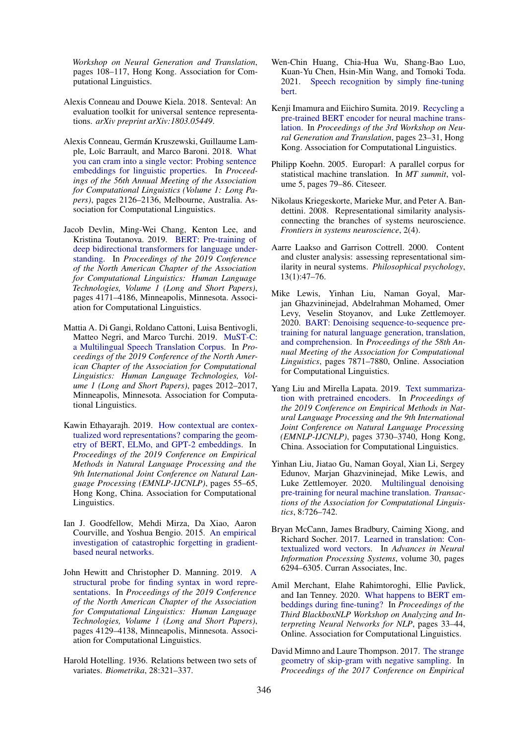Workshop on Neural Generation and Translation, pages 108–117, Hong Kong. Association for Computational Linguistics.

Alexis Conneau and Douwe Kiela. 2018. Senteval: An evaluation toolkit for universal sentence representations. *arXiv preprint arXiv:1803.05449*.

Alexis Conneau, Germán Kruszewski, Guillaume Lample, Loïc Barrault, and Marco Baroni. 2018. What you can cram into a single vector: Probing sentence embeddings for linguistic properties. In *Proceedings of the 56th Annual Meeting of the Association for Computational Linguistics (Volume 1: Long Papers)*, pages 2126–2136, Melbourne, Australia. Association for Computational Linguistics.

Jacob Devlin, Ming-Wei Chang, Kenton Lee, and Kristina Toutanova. 2019. BERT: Pre-training of deep bidirectional transformers for language understanding. In *Proceedings of the 2019 Conference of the North American Chapter of the Association for Computational Linguistics: Human Language Technologies, Volume 1 (Long and Short Papers)*, pages 4171–4186, Minneapolis, Minnesota. Association for Computational Linguistics.

Mattia A. Di Gangi, Roldano Cattoni, Luisa Bentivogli, Matteo Negri, and Marco Turchi. 2019. MuST-C: a Multilingual Speech Translation Corpus. In *Proceedings of the 2019 Conference of the North American Chapter of the Association for Computational Linguistics: Human Language Technologies, Volume 1 (Long and Short Papers)*, pages 2012–2017, Minneapolis, Minnesota. Association for Computational Linguistics.

Kawin Ethayarajh. 2019. How contextual are contextualized word representations? comparing the geometry of BERT, ELMo, and GPT-2 embeddings. In *Proceedings of the 2019 Conference on Empirical Methods in Natural Language Processing and the 9th International Joint Conference on Natural Language Processing (EMNLP-IJCNLP)*, pages 55–65, Hong Kong, China. Association for Computational Linguistics.

Ian J. Goodfellow, Mehdi Mirza, Da Xiao, Aaron Courville, and Yoshua Bengio. 2015. An empirical investigation of catastrophic forgetting in gradient-based neural networks.

John Hewitt and Christopher D. Manning. 2019. A structural probe for finding syntax in word representations. In *Proceedings of the 2019 Conference of the North American Chapter of the Association for Computational Linguistics: Human Language Technologies, Volume 1 (Long and Short Papers)*, pages 4129–4138, Minneapolis, Minnesota. Association for Computational Linguistics.

Harold Hotelling. 1936. Relations between two sets of variates. *Biometrika*, 28:321–337.

Wen-Chin Huang, Chia-Hua Wu, Shang-Bao Luo, Kuan-Yu Chen, Hsin-Min Wang, and Tomoki Toda. 2021. Speech recognition by simply fine-tuning bert.

Kenji Imamura and Eiichiro Sumita. 2019. Recycling a pre-trained BERT encoder for neural machine translation. In *Proceedings of the 3rd Workshop on Neural Generation and Translation*, pages 23–31, Hong Kong. Association for Computational Linguistics.

Philipp Koehn. 2005. Europarl: A parallel corpus for statistical machine translation. In *MT summit*, volume 5, pages 79–86. Citeseer.

Nikolaus Kriegeskorte, Marieke Mur, and Peter A. Bandettini. 2008. Representational similarity analysis-connecting the branches of systems neuroscience. *Frontiers in systems neuroscience*, 2(4).

Aarre Laakso and Garrison Cottrell. 2000. Content and cluster analysis: assessing representational similarity in neural systems. *Philosophical psychology*, 13(1):47–76.

Mike Lewis, Yinhan Liu, Naman Goyal, Marjan Ghazvininejad, Abdelrahman Mohamed, Omer Levy, Veselin Stoyanov, and Luke Zettlemoyer. 2020. BART: Denoising sequence-to-sequence pre-training for natural language generation, translation, and comprehension. In *Proceedings of the 58th Annual Meeting of the Association for Computational Linguistics*, pages 7871–7880, Online. Association for Computational Linguistics.

Yang Liu and Mirella Lapata. 2019. Text summarization with pretrained encoders. In *Proceedings of the 2019 Conference on Empirical Methods in Natural Language Processing and the 9th International Joint Conference on Natural Language Processing (EMNLP-IJCNLP)*, pages 3730–3740, Hong Kong, China. Association for Computational Linguistics.

Yinhan Liu, Jiatao Gu, Naman Goyal, Xian Li, Sergey Edunov, Marjan Ghazvininejad, Mike Lewis, and Luke Zettlemoyer. 2020. Multilingual denoising pre-training for neural machine translation. *Transactions of the Association for Computational Linguistics*, 8:726–742.

Bryan McCann, James Bradbury, Caiming Xiong, and Richard Socher. 2017. Learned in translation: Contextualized word vectors. In *Advances in Neural Information Processing Systems*, volume 30, pages 6294–6305. Curran Associates, Inc.

Amil Merchant, Elahe Rahimtoroghi, Ellie Pavlick, and Ian Tenney. 2020. What happens to BERT embeddings during fine-tuning? In *Proceedings of the Third BlackboxNLP Workshop on Analyzing and Interpreting Neural Networks for NLP*, pages 33–44, Online. Association for Computational Linguistics.

David Mimno and Laure Thompson. 2017. The strange geometry of skip-gram with negative sampling. In *Proceedings of the 2017 Conference on Empirical*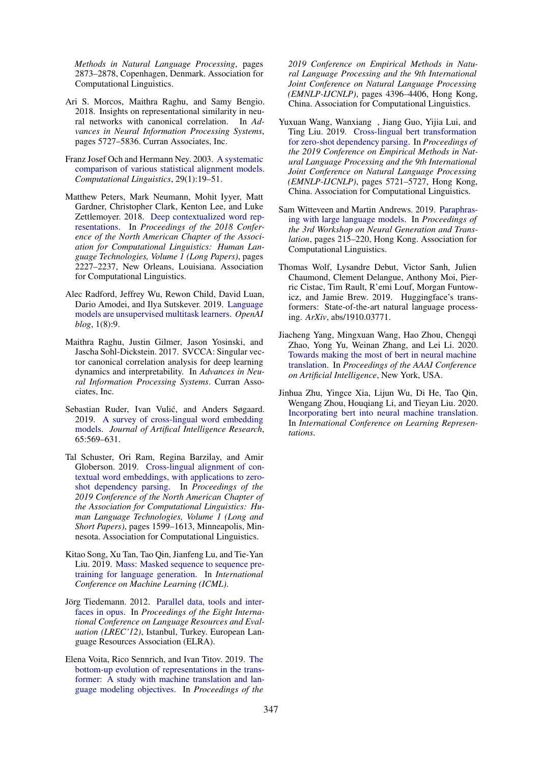Methods in Natural Language Processing*, pages 2873–2878, Copenhagen, Denmark. Association for Computational Linguistics.

Ari S. Morcos, Maithra Raghu, and Samy Bengio. 2018. Insights on representational similarity in neural networks with canonical correlation. In *Advances in Neural Information Processing Systems*, pages 5727–5836. Curran Associates, Inc.

Franz Josef Och and Hermann Ney. 2003. A systematic comparison of various statistical alignment models. *Computational Linguistics*, 29(1):19–51.

Matthew Peters, Mark Neumann, Mohit Iyyer, Matt Gardner, Christopher Clark, Kenton Lee, and Luke Zettlemoyer. 2018. Deep contextualized word representations. In *Proceedings of the 2018 Conference of the North American Chapter of the Association for Computational Linguistics: Human Language Technologies, Volume 1 (Long Papers)*, pages 2227–2237, New Orleans, Louisiana. Association for Computational Linguistics.

Alec Radford, Jeffrey Wu, Rewon Child, David Luan, Dario Amodei, and Ilya Sutskever. 2019. Language models are unsupervised multitask learners. *OpenAI blog*, 1(8):9.

Maithra Raghu, Justin Gilmer, Jason Yosinski, and Jascha Sohl-Dickstein. 2017. SVCCA: Singular vector canonical correlation analysis for deep learning dynamics and interpretability. In *Advances in Neural Information Processing Systems*. Curran Associates, Inc.

Sebastian Ruder, Ivan Vulić, and Anders Søgaard. 2019. A survey of cross-lingual word embedding models. *Journal of Artifical Intelligence Research*, 65:569–631.

Tal Schuster, Ori Ram, Regina Barzilay, and Amir Globerson. 2019. Cross-lingual alignment of contextual word embeddings, with applications to zero-shot dependency parsing. In *Proceedings of the 2019 Conference of the North American Chapter of the Association for Computational Linguistics: Human Language Technologies, Volume 1 (Long and Short Papers)*, pages 1599–1613, Minneapolis, Minnesota. Association for Computational Linguistics.

Kitao Song, Xu Tan, Tao Qin, Jianfeng Lu, and Tie-Yan Liu. 2019. Mass: Masked sequence to sequence pre-training for language generation. In *International Conference on Machine Learning (ICML)*.

Jörg Tiedemann. 2012. Parallel data, tools and interfaces in opus. In *Proceedings of the Eight International Conference on Language Resources and Evaluation (LREC'12)*, Istanbul, Turkey. European Language Resources Association (ELRA).

Elena Voita, Rico Sennrich, and Ivan Titov. 2019. The bottom-up evolution of representations in the transformer: A study with machine translation and language modeling objectives. In *Proceedings of the 2019 Conference on Empirical Methods in Natural Language Processing and the 9th International Joint Conference on Natural Language Processing (EMNLP-IJCNLP)*, pages 4396–4406, Hong Kong, China. Association for Computational Linguistics.

Yuxuan Wang, Wanxiang , Jiang Guo, Yijia Lui, and Ting Liu. 2019. Cross-lingual bert transformation for zero-shot dependency parsing. In *Proceedings of the 2019 Conference on Empirical Methods in Natural Language Processing and the 9th International Joint Conference on Natural Language Processing (EMNLP-IJCNLP)*, pages 5721–5727, Hong Kong, China. Association for Computational Linguistics.

Sam Witteveen and Martin Andrews. 2019. Paraphrasing with large language models. In *Proceedings of the 3rd Workshop on Neural Generation and Translation*, pages 215–220, Hong Kong. Association for Computational Linguistics.

Thomas Wolf, Lysandre Debut, Victor Sanh, Julien Chaumond, Clement Delangue, Anthony Moi, Pierric Cistac, Tim Rault, R'emi Louf, Morgan Funtowicz, and Jamie Brew. 2019. Huggingface's transformers: State-of-the-art natural language processing. *ArXiv*, abs/1910.03771.

Jiacheng Yang, Mingxuan Wang, Hao Zhou, Chengqi Zhao, Yong Yu, Weinan Zhang, and Lei Li. 2020. Towards making the most of bert in neural machine translation. In *Proceedings of the AAAI Conference on Artificial Intelligence*, New York, USA.

Jinhua Zhu, Yingce Xia, Lijun Wu, Di He, Tao Qin, Wengang Zhou, Houqiang Li, and Tieyan Liu. 2020. Incorporating bert into neural machine translation. In *International Conference on Learning Representations*.